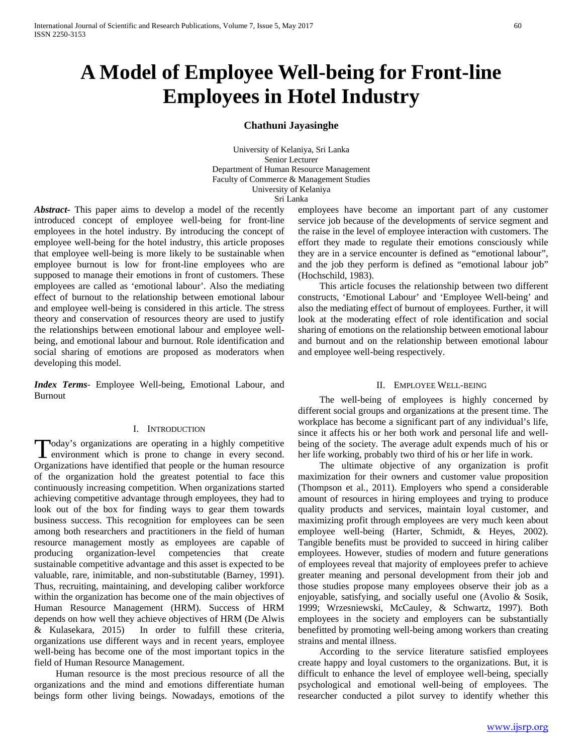# A Model of Employee Well-being for Front-line Employees in Hotel Industry

**Chathuni Jayasinghe**

University of Kelaniya, Sri Lanka
Senior Lecturer
Department of Human Resource Management
Faculty of Commerce & Management Studies
University of Kelaniya
Sri Lanka

***Abstract*-** This paper aims to develop a model of the recently introduced concept of employee well-being for front-line employees in the hotel industry. By introducing the concept of employee well-being for the hotel industry, this article proposes that employee well-being is more likely to be sustainable when employee burnout is low for front-line employees who are supposed to manage their emotions in front of customers. These employees are called as 'emotional labour'. Also the mediating effect of burnout to the relationship between emotional labour and employee well-being is considered in this article. The stress theory and conservation of resources theory are used to justify the relationships between emotional labour and employee well-being, and emotional labour and burnout. Role identification and social sharing of emotions are proposed as moderators when developing this model.

***Index Terms*-** Employee Well-being, Emotional Labour, and Burnout

## I. Introduction

Today's organizations are operating in a highly competitive environment which is prone to change in every second. Organizations have identified that people or the human resource of the organization hold the greatest potential to face this continuously increasing competition. When organizations started achieving competitive advantage through employees, they had to look out of the box for finding ways to gear them towards business success. This recognition for employees can be seen among both researchers and practitioners in the field of human resource management mostly as employees are capable of producing organization-level competencies that create sustainable competitive advantage and this asset is expected to be valuable, rare, inimitable, and non-substitutable (Barney, 1991). Thus, recruiting, maintaining, and developing caliber workforce within the organization has become one of the main objectives of Human Resource Management (HRM). Success of HRM depends on how well they achieve objectives of HRM (De Alwis & Kulasekara, 2015) In order to fulfill these criteria, organizations use different ways and in recent years, employee well-being has become one of the most important topics in the field of Human Resource Management.

Human resource is the most precious resource of all the organizations and the mind and emotions differentiate human beings form other living beings. Nowadays, emotions of the employees have become an important part of any customer service job because of the developments of service segment and the raise in the level of employee interaction with customers. The effort they made to regulate their emotions consciously while they are in a service encounter is defined as "emotional labour", and the job they perform is defined as "emotional labour job" (Hochschild, 1983).

This article focuses the relationship between two different constructs, 'Emotional Labour' and 'Employee Well-being' and also the mediating effect of burnout of employees. Further, it will look at the moderating effect of role identification and social sharing of emotions on the relationship between emotional labour and burnout and on the relationship between emotional labour and employee well-being respectively.

## II. Employee Well-being

The well-being of employees is highly concerned by different social groups and organizations at the present time. The workplace has become a significant part of any individual's life, since it affects his or her both work and personal life and well-being of the society. The average adult expends much of his or her life working, probably two third of his or her life in work.

The ultimate objective of any organization is profit maximization for their owners and customer value proposition (Thompson et al., 2011). Employers who spend a considerable amount of resources in hiring employees and trying to produce quality products and services, maintain loyal customer, and maximizing profit through employees are very much keen about employee well-being (Harter, Schmidt, & Heyes, 2002). Tangible benefits must be provided to succeed in hiring caliber employees. However, studies of modern and future generations of employees reveal that majority of employees prefer to achieve greater meaning and personal development from their job and those studies propose many employees observe their job as a enjoyable, satisfying, and socially useful one (Avolio & Sosik, 1999; Wrzesniewski, McCauley, & Schwartz, 1997). Both employees in the society and employers can be substantially benefitted by promoting well-being among workers than creating strains and mental illness.

According to the service literature satisfied employees create happy and loyal customers to the organizations. But, it is difficult to enhance the level of employee well-being, specially psychological and emotional well-being of employees. The researcher conducted a pilot survey to identify whether this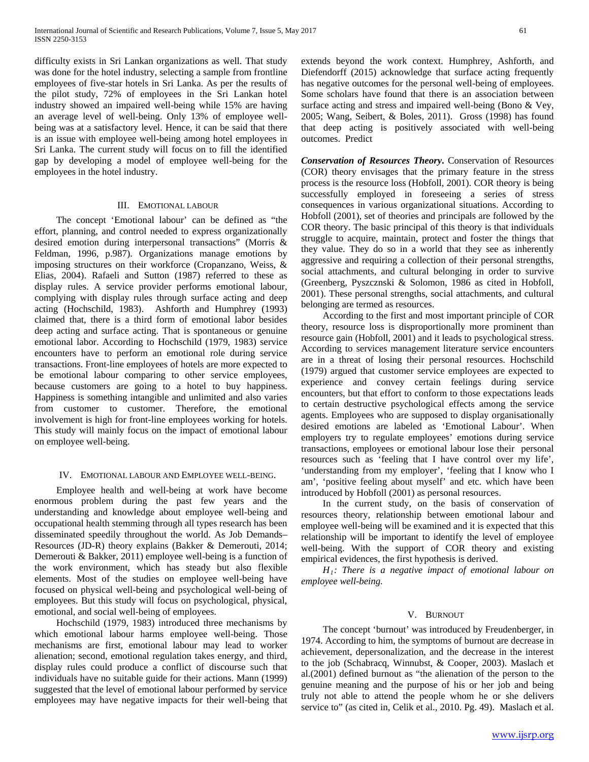difficulty exists in Sri Lankan organizations as well. That study was done for the hotel industry, selecting a sample from frontline employees of five-star hotels in Sri Lanka. As per the results of the pilot study, 72% of employees in the Sri Lankan hotel industry showed an impaired well-being while 15% are having an average level of well-being. Only 13% of employee well-being was at a satisfactory level. Hence, it can be said that there is an issue with employee well-being among hotel employees in Sri Lanka. The current study will focus on to fill the identified gap by developing a model of employee well-being for the employees in the hotel industry.

## III. Emotional labour

The concept 'Emotional labour' can be defined as "the effort, planning, and control needed to express organizationally desired emotion during interpersonal transactions" (Morris & Feldman, 1996, p.987). Organizations manage emotions by imposing structures on their workforce (Cropanzano, Weiss, & Elias, 2004). Rafaeli and Sutton (1987) referred to these as display rules. A service provider performs emotional labour, complying with display rules through surface acting and deep acting (Hochschild, 1983). Ashforth and Humphrey (1993) claimed that, there is a third form of emotional labor besides deep acting and surface acting. That is spontaneous or genuine emotional labor. According to Hochschild (1979, 1983) service encounters have to perform an emotional role during service transactions. Front-line employees of hotels are more expected to be emotional labour comparing to other service employees, because customers are going to a hotel to buy happiness. Happiness is something intangible and unlimited and also varies from customer to customer. Therefore, the emotional involvement is high for front-line employees working for hotels. This study will mainly focus on the impact of emotional labour on employee well-being.

## IV. Emotional labour and Employee well-being.

Employee health and well-being at work have become enormous problem during the past few years and the understanding and knowledge about employee well-being and occupational health stemming through all types research has been disseminated speedily throughout the world. As Job Demands–Resources (JD-R) theory explains (Bakker & Demerouti, 2014; Demerouti & Bakker, 2011) employee well-being is a function of the work environment, which has steady but also flexible elements. Most of the studies on employee well-being have focused on physical well-being and psychological well-being of employees. But this study will focus on psychological, physical, emotional, and social well-being of employees.

Hochschild (1979, 1983) introduced three mechanisms by which emotional labour harms employee well-being. Those mechanisms are first, emotional labour may lead to worker alienation; second, emotional regulation takes energy, and third, display rules could produce a conflict of discourse such that individuals have no suitable guide for their actions. Mann (1999) suggested that the level of emotional labour performed by service employees may have negative impacts for their well-being that extends beyond the work context. Humphrey, Ashforth, and Diefendorff (2015) acknowledge that surface acting frequently has negative outcomes for the personal well-being of employees. Some scholars have found that there is an association between surface acting and stress and impaired well-being (Bono & Vey, 2005; Wang, Seibert, & Boles, 2011). Gross (1998) has found that deep acting is positively associated with well-being outcomes. Predict

***Conservation of Resources Theory.*** Conservation of Resources (COR) theory envisages that the primary feature in the stress process is the resource loss (Hobfoll, 2001). COR theory is being successfully employed in foreseeing a series of stress consequences in various organizational situations. According to Hobfoll (2001), set of theories and principals are followed by the COR theory. The basic principal of this theory is that individuals struggle to acquire, maintain, protect and foster the things that they value. They do so in a world that they see as inherently aggressive and requiring a collection of their personal strengths, social attachments, and cultural belonging in order to survive (Greenberg, Pyszcznski & Solomon, 1986 as cited in Hobfoll, 2001). These personal strengths, social attachments, and cultural belonging are termed as resources.

According to the first and most important principle of COR theory, resource loss is disproportionally more prominent than resource gain (Hobfoll, 2001) and it leads to psychological stress. According to services management literature service encounters are in a threat of losing their personal resources. Hochschild (1979) argued that customer service employees are expected to experience and convey certain feelings during service encounters, but that effort to conform to those expectations leads to certain destructive psychological effects among the service agents. Employees who are supposed to display organisationally desired emotions are labeled as 'Emotional Labour'. When employers try to regulate employees' emotions during service transactions, employees or emotional labour lose their personal resources such as 'feeling that I have control over my life', 'understanding from my employer', 'feeling that I know who I am', 'positive feeling about myself' and etc. which have been introduced by Hobfoll (2001) as personal resources.

In the current study, on the basis of conservation of resources theory, relationship between emotional labour and employee well-being will be examined and it is expected that this relationship will be important to identify the level of employee well-being. With the support of COR theory and existing empirical evidences, the first hypothesis is derived.

*$H_1$: There is a negative impact of emotional labour on employee well-being.*

## V. Burnout

The concept 'burnout' was introduced by Freudenberger, in 1974. According to him, the symptoms of burnout are decrease in achievement, depersonalization, and the decrease in the interest to the job (Schabracq, Winnubst, & Cooper, 2003). Maslach et al.(2001) defined burnout as "the alienation of the person to the genuine meaning and the purpose of his or her job and being truly not able to attend the people whom he or she delivers service to" (as cited in, Celik et al., 2010. Pg. 49). Maslach et al.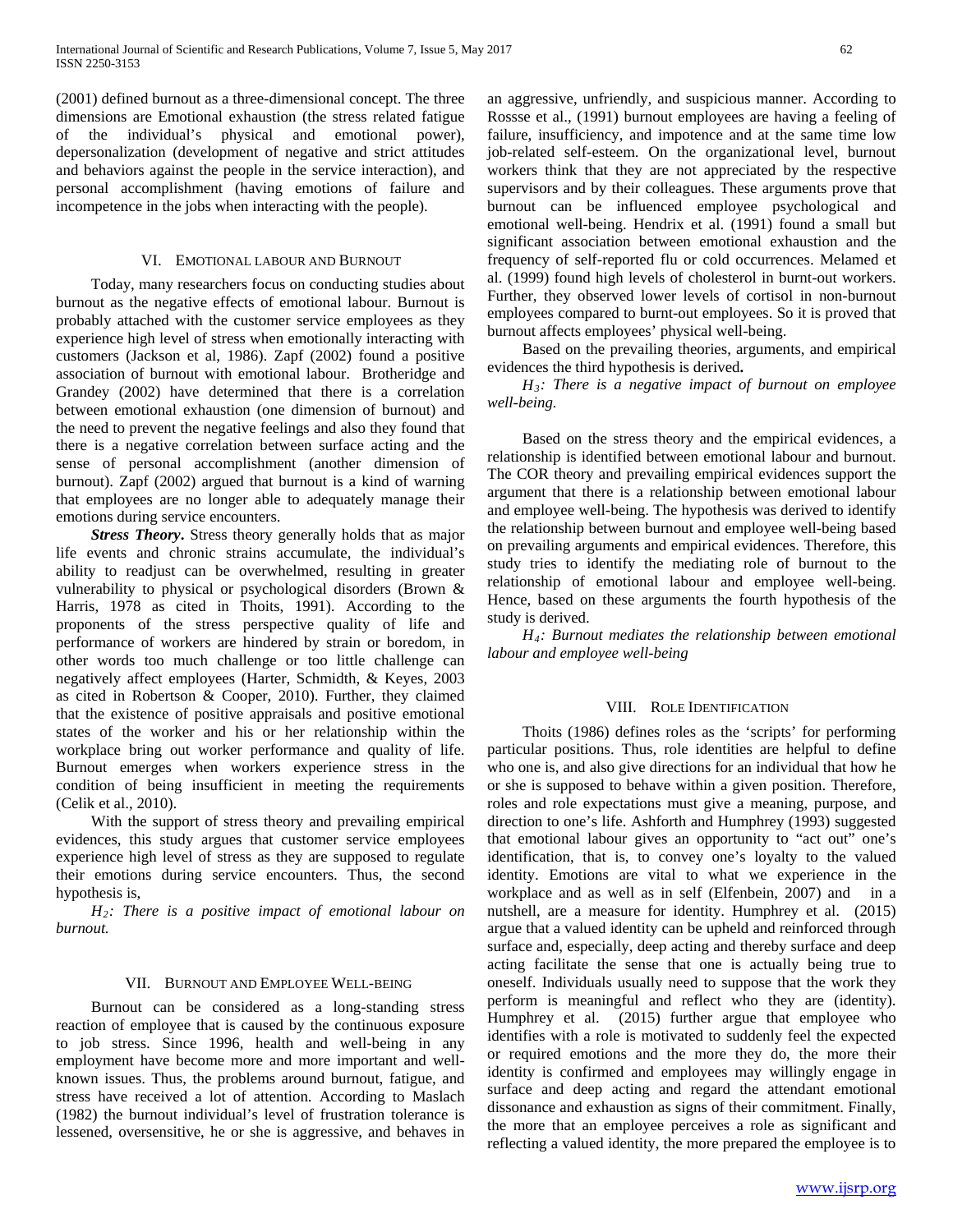(2001) defined burnout as a three-dimensional concept. The three dimensions are Emotional exhaustion (the stress related fatigue of the individual's physical and emotional power), depersonalization (development of negative and strict attitudes and behaviors against the people in the service interaction), and personal accomplishment (having emotions of failure and incompetence in the jobs when interacting with the people).

## VI. Emotional labour and Burnout

Today, many researchers focus on conducting studies about burnout as the negative effects of emotional labour. Burnout is probably attached with the customer service employees as they experience high level of stress when emotionally interacting with customers (Jackson et al, 1986). Zapf (2002) found a positive association of burnout with emotional labour. Brotheridge and Grandey (2002) have determined that there is a correlation between emotional exhaustion (one dimension of burnout) and the need to prevent the negative feelings and also they found that there is a negative correlation between surface acting and the sense of personal accomplishment (another dimension of burnout). Zapf (2002) argued that burnout is a kind of warning that employees are no longer able to adequately manage their emotions during service encounters.

***Stress Theory***. Stress theory generally holds that as major life events and chronic strains accumulate, the individual's ability to readjust can be overwhelmed, resulting in greater vulnerability to physical or psychological disorders (Brown & Harris, 1978 as cited in Thoits, 1991). According to the proponents of the stress perspective quality of life and performance of workers are hindered by strain or boredom, in other words too much challenge or too little challenge can negatively affect employees (Harter, Schmidth, & Keyes, 2003 as cited in Robertson & Cooper, 2010). Further, they claimed that the existence of positive appraisals and positive emotional states of the worker and his or her relationship within the workplace bring out worker performance and quality of life. Burnout emerges when workers experience stress in the condition of being insufficient in meeting the requirements (Celik et al., 2010).

With the support of stress theory and prevailing empirical evidences, this study argues that customer service employees experience high level of stress as they are supposed to regulate their emotions during service encounters. Thus, the second hypothesis is,

*$H_2$: There is a positive impact of emotional labour on burnout.*

## VII. Burnout and Employee Well-being

Burnout can be considered as a long-standing stress reaction of employee that is caused by the continuous exposure to job stress. Since 1996, health and well-being in any employment have become more and more important and well-known issues. Thus, the problems around burnout, fatigue, and stress have received a lot of attention. According to Maslach (1982) the burnout individual's level of frustration tolerance is lessened, oversensitive, he or she is aggressive, and behaves in an aggressive, unfriendly, and suspicious manner. According to Rossse et al., (1991) burnout employees are having a feeling of failure, insufficiency, and impotence and at the same time low job-related self-esteem. On the organizational level, burnout workers think that they are not appreciated by the respective supervisors and by their colleagues. These arguments prove that burnout can be influenced employee psychological and emotional well-being. Hendrix et al. (1991) found a small but significant association between emotional exhaustion and the frequency of self-reported flu or cold occurrences. Melamed et al. (1999) found high levels of cholesterol in burnt-out workers. Further, they observed lower levels of cortisol in non-burnout employees compared to burnt-out employees. So it is proved that burnout affects employees' physical well-being.

Based on the prevailing theories, arguments, and empirical evidences the third hypothesis is derived**.**

*$H_3$: There is a negative impact of burnout on employee well-being.*

Based on the stress theory and the empirical evidences, a relationship is identified between emotional labour and burnout. The COR theory and prevailing empirical evidences support the argument that there is a relationship between emotional labour and employee well-being. The hypothesis was derived to identify the relationship between burnout and employee well-being based on prevailing arguments and empirical evidences. Therefore, this study tries to identify the mediating role of burnout to the relationship of emotional labour and employee well-being. Hence, based on these arguments the fourth hypothesis of the study is derived.

*$H_4$: Burnout mediates the relationship between emotional labour and employee well-being*

## VIII. Role Identification

Thoits (1986) defines roles as the 'scripts' for performing particular positions. Thus, role identities are helpful to define who one is, and also give directions for an individual that how he or she is supposed to behave within a given position. Therefore, roles and role expectations must give a meaning, purpose, and direction to one's life. Ashforth and Humphrey (1993) suggested that emotional labour gives an opportunity to "act out" one's identification, that is, to convey one's loyalty to the valued identity. Emotions are vital to what we experience in the workplace and as well as in self (Elfenbein, 2007) and in a nutshell, are a measure for identity. Humphrey et al. (2015) argue that a valued identity can be upheld and reinforced through surface and, especially, deep acting and thereby surface and deep acting facilitate the sense that one is actually being true to oneself. Individuals usually need to suppose that the work they perform is meaningful and reflect who they are (identity). Humphrey et al. (2015) further argue that employee who identifies with a role is motivated to suddenly feel the expected or required emotions and the more they do, the more their identity is confirmed and employees may willingly engage in surface and deep acting and regard the attendant emotional dissonance and exhaustion as signs of their commitment. Finally, the more that an employee perceives a role as significant and reflecting a valued identity, the more prepared the employee is to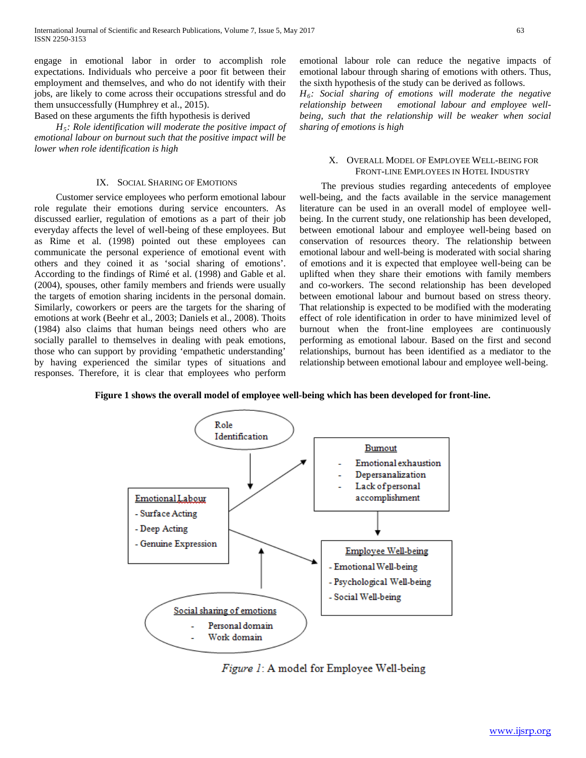engage in emotional labor in order to accomplish role expectations. Individuals who perceive a poor fit between their employment and themselves, and who do not identify with their jobs, are likely to come across their occupations stressful and do them unsuccessfully (Humphrey et al., 2015).

Based on these arguments the fifth hypothesis is derived

*$H_5$: Role identification will moderate the positive impact of emotional labour on burnout such that the positive impact will be lower when role identification is high*

## IX. Social Sharing of Emotions

Customer service employees who perform emotional labour role regulate their emotions during service encounters. As discussed earlier, regulation of emotions as a part of their job everyday affects the level of well-being of these employees. But as Rime et al. (1998) pointed out these employees can communicate the personal experience of emotional event with others and they coined it as 'social sharing of emotions'. According to the findings of Rimé et al. (1998) and Gable et al. (2004), spouses, other family members and friends were usually the targets of emotion sharing incidents in the personal domain. Similarly, coworkers or peers are the targets for the sharing of emotions at work (Beehr et al., 2003; Daniels et al., 2008). Thoits (1984) also claims that human beings need others who are socially parallel to themselves in dealing with peak emotions, those who can support by providing 'empathetic understanding' by having experienced the similar types of situations and responses. Therefore, it is clear that employees who perform emotional labour role can reduce the negative impacts of emotional labour through sharing of emotions with others. Thus, the sixth hypothesis of the study can be derived as follows.

*$H_6$: Social sharing of emotions will moderate the negative relationship between emotional labour and employee well-being, such that the relationship will be weaker when social sharing of emotions is high*

## X. Overall Model of Employee Well-being for Front-line Employees in Hotel Industry

The previous studies regarding antecedents of employee well-being, and the facts available in the service management literature can be used in an overall model of employee well-being. In the current study, one relationship has been developed, between emotional labour and employee well-being based on conservation of resources theory. The relationship between emotional labour and well-being is moderated with social sharing of emotions and it is expected that employee well-being can be uplifted when they share their emotions with family members and co-workers. The second relationship has been developed between emotional labour and burnout based on stress theory. That relationship is expected to be modified with the moderating effect of role identification in order to have minimized level of burnout when the front-line employees are continuously performing as emotional labour. Based on the first and second relationships, burnout has been identified as a mediator to the relationship between emotional labour and employee well-being.

**Figure 1 shows the overall model of employee well-being which has been developed for front-line.**

Role Identification

Emotional Labour
- Surface Acting
- Deep Acting
- Genuine Expression

Burnout
- Emotional exhaustion
- Depersanalization
- Lack of personal accomplishment

Employee Well-being
- Emotional Well-being
- Psychological Well-being
- Social Well-being

Social sharing of emotions
- Personal domain
- Work domain

*Figure 1*: A model for Employee Well-being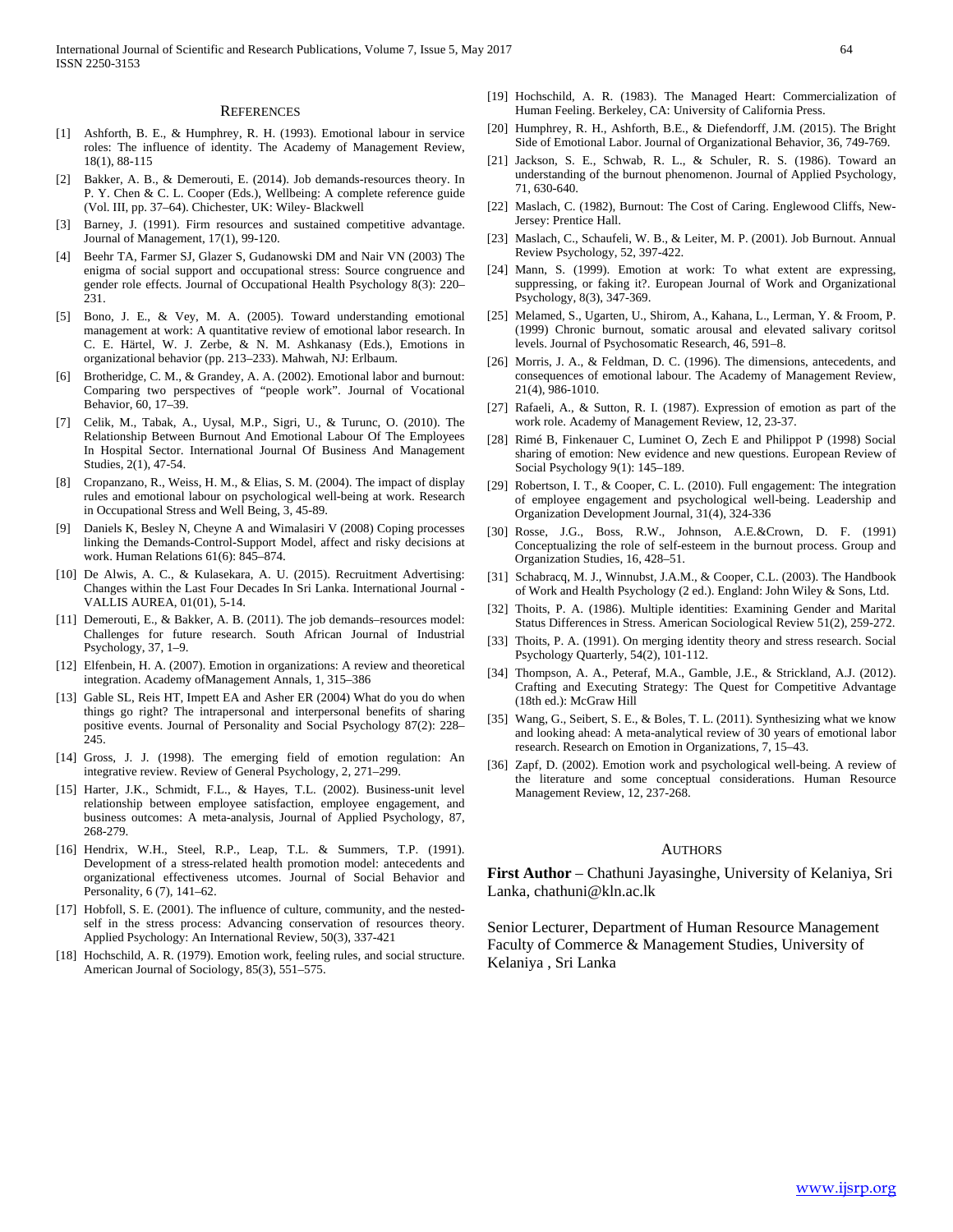## REFERENCES

[1] Ashforth, B. E., & Humphrey, R. H. (1993). Emotional labour in service roles: The influence of identity. The Academy of Management Review, 18(1), 88-115

[2] Bakker, A. B., & Demerouti, E. (2014). Job demands-resources theory. In P. Y. Chen & C. L. Cooper (Eds.), Wellbeing: A complete reference guide (Vol. III, pp. 37–64). Chichester, UK: Wiley- Blackwell

[3] Barney, J. (1991). Firm resources and sustained competitive advantage. Journal of Management, 17(1), 99-120.

[4] Beehr TA, Farmer SJ, Glazer S, Gudanowski DM and Nair VN (2003) The enigma of social support and occupational stress: Source congruence and gender role effects. Journal of Occupational Health Psychology 8(3): 220–231.

[5] Bono, J. E., & Vey, M. A. (2005). Toward understanding emotional management at work: A quantitative review of emotional labor research. In C. E. Härtel, W. J. Zerbe, & N. M. Ashkanasy (Eds.), Emotions in organizational behavior (pp. 213–233). Mahwah, NJ: Erlbaum.

[6] Brotheridge, C. M., & Grandey, A. A. (2002). Emotional labor and burnout: Comparing two perspectives of "people work". Journal of Vocational Behavior, 60, 17–39.

[7] Celik, M., Tabak, A., Uysal, M.P., Sigri, U., & Turunc, O. (2010). The Relationship Between Burnout And Emotional Labour Of The Employees In Hospital Sector. International Journal Of Business And Management Studies, 2(1), 47-54.

[8] Cropanzano, R., Weiss, H. M., & Elias, S. M. (2004). The impact of display rules and emotional labour on psychological well-being at work. Research in Occupational Stress and Well Being, 3, 45-89.

[9] Daniels K, Besley N, Cheyne A and Wimalasiri V (2008) Coping processes linking the Demands-Control-Support Model, affect and risky decisions at work. Human Relations 61(6): 845–874.

[10] De Alwis, A. C., & Kulasekara, A. U. (2015). Recruitment Advertising: Changes within the Last Four Decades In Sri Lanka. International Journal - VALLIS AUREA, 01(01), 5-14.

[11] Demerouti, E., & Bakker, A. B. (2011). The job demands–resources model: Challenges for future research. South African Journal of Industrial Psychology, 37, 1–9.

[12] Elfenbein, H. A. (2007). Emotion in organizations: A review and theoretical integration. Academy ofManagement Annals, 1, 315–386

[13] Gable SL, Reis HT, Impett EA and Asher ER (2004) What do you do when things go right? The intrapersonal and interpersonal benefits of sharing positive events. Journal of Personality and Social Psychology 87(2): 228–245.

[14] Gross, J. J. (1998). The emerging field of emotion regulation: An integrative review. Review of General Psychology, 2, 271–299.

[15] Harter, J.K., Schmidt, F.L., & Hayes, T.L. (2002). Business-unit level relationship between employee satisfaction, employee engagement, and business outcomes: A meta-analysis, Journal of Applied Psychology, 87, 268-279.

[16] Hendrix, W.H., Steel, R.P., Leap, T.L. & Summers, T.P. (1991). Development of a stress-related health promotion model: antecedents and organizational effectiveness utcomes. Journal of Social Behavior and Personality, 6 (7), 141–62.

[17] Hobfoll, S. E. (2001). The influence of culture, community, and the nested-self in the stress process: Advancing conservation of resources theory. Applied Psychology: An International Review, 50(3), 337-421

[18] Hochschild, A. R. (1979). Emotion work, feeling rules, and social structure. American Journal of Sociology, 85(3), 551–575.

[19] Hochschild, A. R. (1983). The Managed Heart: Commercialization of Human Feeling. Berkeley, CA: University of California Press.

[20] Humphrey, R. H., Ashforth, B.E., & Diefendorff, J.M. (2015). The Bright Side of Emotional Labor. Journal of Organizational Behavior, 36, 749-769.

[21] Jackson, S. E., Schwab, R. L., & Schuler, R. S. (1986). Toward an understanding of the burnout phenomenon. Journal of Applied Psychology, 71, 630-640.

[22] Maslach, C. (1982), Burnout: The Cost of Caring. Englewood Cliffs, New-Jersey: Prentice Hall.

[23] Maslach, C., Schaufeli, W. B., & Leiter, M. P. (2001). Job Burnout. Annual Review Psychology, 52, 397-422.

[24] Mann, S. (1999). Emotion at work: To what extent are expressing, suppressing, or faking it?. European Journal of Work and Organizational Psychology, 8(3), 347-369.

[25] Melamed, S., Ugarten, U., Shirom, A., Kahana, L., Lerman, Y. & Froom, P. (1999) Chronic burnout, somatic arousal and elevated salivary coritsol levels. Journal of Psychosomatic Research, 46, 591–8.

[26] Morris, J. A., & Feldman, D. C. (1996). The dimensions, antecedents, and consequences of emotional labour. The Academy of Management Review, 21(4), 986-1010.

[27] Rafaeli, A., & Sutton, R. I. (1987). Expression of emotion as part of the work role. Academy of Management Review, 12, 23-37.

[28] Rimé B, Finkenauer C, Luminet O, Zech E and Philippot P (1998) Social sharing of emotion: New evidence and new questions. European Review of Social Psychology 9(1): 145–189.

[29] Robertson, I. T., & Cooper, C. L. (2010). Full engagement: The integration of employee engagement and psychological well-being. Leadership and Organization Development Journal, 31(4), 324-336

[30] Rosse, J.G., Boss, R.W., Johnson, A.E.&Crown, D. F. (1991) Conceptualizing the role of self-esteem in the burnout process. Group and Organization Studies, 16, 428–51.

[31] Schabracq, M. J., Winnubst, J.A.M., & Cooper, C.L. (2003). The Handbook of Work and Health Psychology (2 ed.). England: John Wiley & Sons, Ltd.

[32] Thoits, P. A. (1986). Multiple identities: Examining Gender and Marital Status Differences in Stress. American Sociological Review 51(2), 259-272.

[33] Thoits, P. A. (1991). On merging identity theory and stress research. Social Psychology Quarterly, 54(2), 101-112.

[34] Thompson, A. A., Peteraf, M.A., Gamble, J.E., & Strickland, A.J. (2012). Crafting and Executing Strategy: The Quest for Competitive Advantage (18th ed.): McGraw Hill

[35] Wang, G., Seibert, S. E., & Boles, T. L. (2011). Synthesizing what we know and looking ahead: A meta-analytical review of 30 years of emotional labor research. Research on Emotion in Organizations, 7, 15–43.

[36] Zapf, D. (2002). Emotion work and psychological well-being. A review of the literature and some conceptual considerations. Human Resource Management Review, 12, 237-268.

## AUTHORS

**First Author** – Chathuni Jayasinghe, University of Kelaniya, Sri Lanka, chathuni@kln.ac.lk

Senior Lecturer, Department of Human Resource Management Faculty of Commerce & Management Studies, University of Kelaniya , Sri Lanka